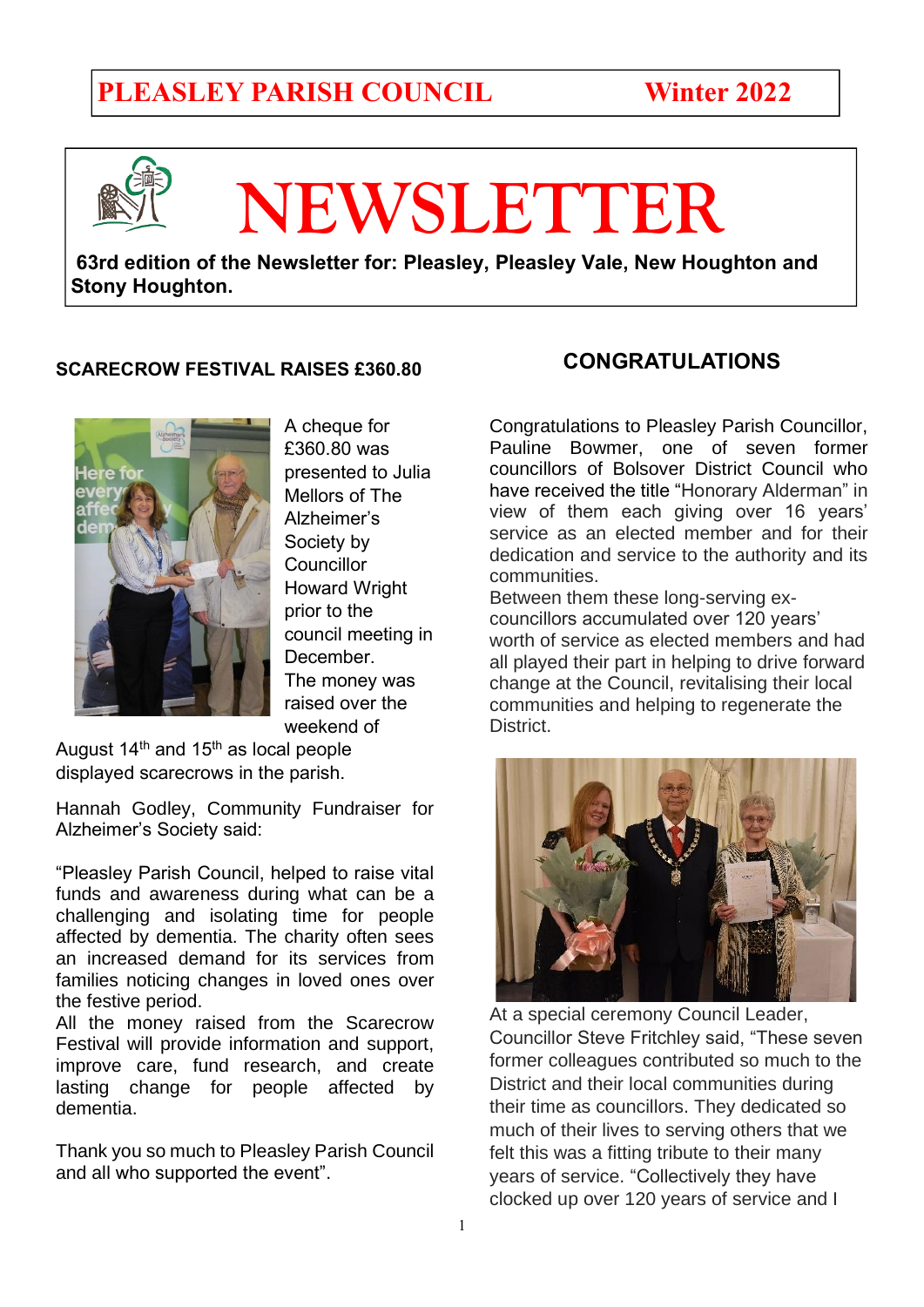# PLEASLEY PARISH COUNCIL Winter 2022

# NEWSLETTER

**63rd edition of the Newsletter for: Pleasley, Pleasley Vale, New Houghton and Stony Houghton.**

## SCARECROW FESTIVAL RAISES £360.80

A cheque for £360.80 was presented to Julia Mellors of The Alzheimer's Society by Councillor Howard Wright prior to the council meeting in December. The money was raised over the weekend of August 14th and 15th as local people displayed scarecrows in the parish.

Hannah Godley, Community Fundraiser for Alzheimer's Society said:

"Pleasley Parish Council, helped to raise vital funds and awareness during what can be a challenging and isolating time for people affected by dementia. The charity often sees an increased demand for its services from families noticing changes in loved ones over the festive period.
All the money raised from the Scarecrow Festival will provide information and support, improve care, fund research, and create lasting change for people affected by dementia.

Thank you so much to Pleasley Parish Council and all who supported the event".

## CONGRATULATIONS

Congratulations to Pleasley Parish Councillor, Pauline Bowmer, one of seven former councillors of Bolsover District Council who have received the title "Honorary Alderman" in view of them each giving over 16 years' service as an elected member and for their dedication and service to the authority and its communities.
Between them these long-serving ex-councillors accumulated over 120 years' worth of service as elected members and had all played their part in helping to drive forward change at the Council, revitalising their local communities and helping to regenerate the District.

At a special ceremony Council Leader, Councillor Steve Fritchley said, "These seven former colleagues contributed so much to the District and their local communities during their time as councillors. They dedicated so much of their lives to serving others that we felt this was a fitting tribute to their many years of service. "Collectively they have clocked up over 120 years of service and I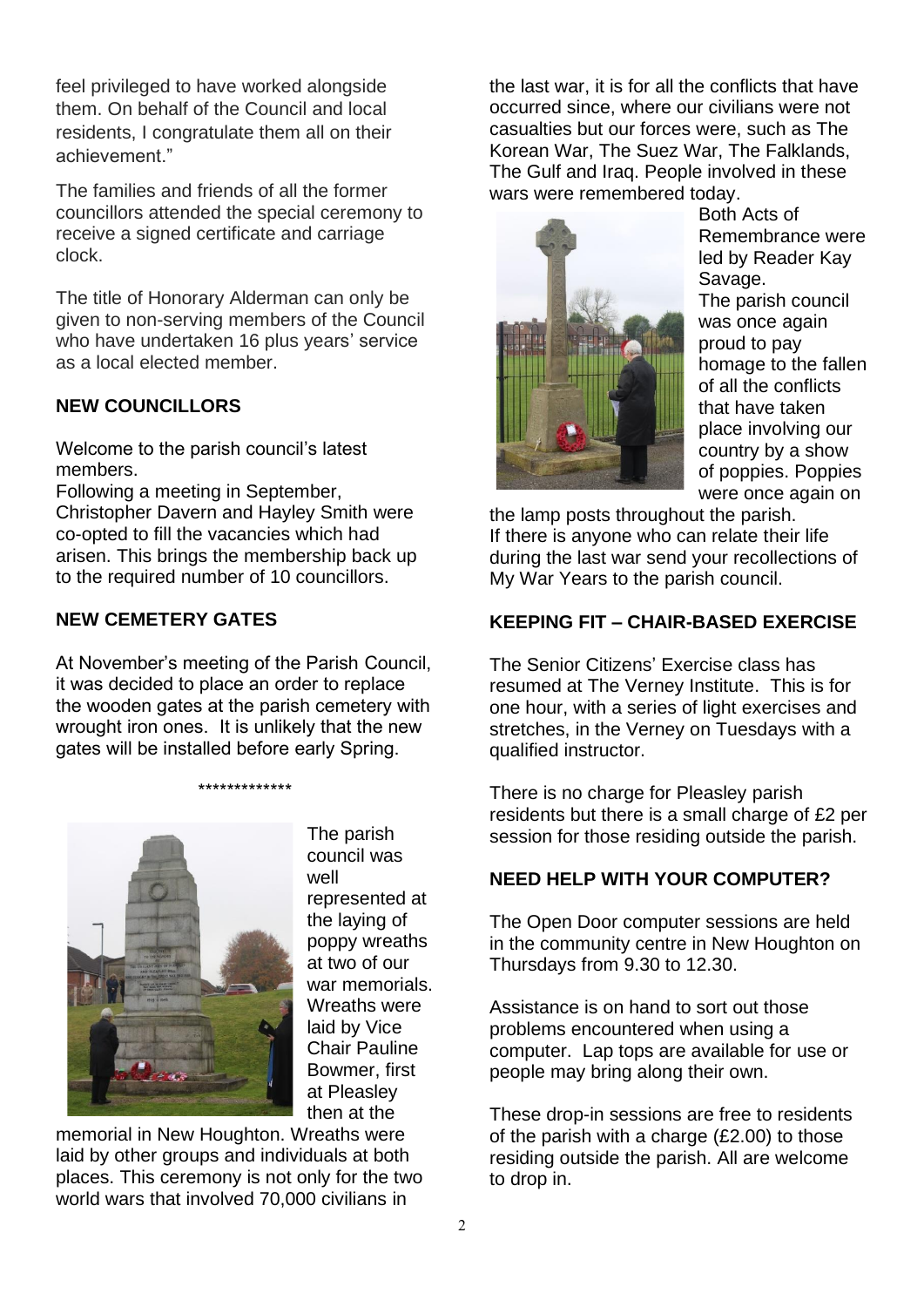feel privileged to have worked alongside them. On behalf of the Council and local residents, I congratulate them all on their achievement."

The families and friends of all the former councillors attended the special ceremony to receive a signed certificate and carriage clock.

The title of Honorary Alderman can only be given to non-serving members of the Council who have undertaken 16 plus years' service as a local elected member.

## NEW COUNCILLORS

Welcome to the parish council's latest members.
Following a meeting in September, Christopher Davern and Hayley Smith were co-opted to fill the vacancies which had arisen. This brings the membership back up to the required number of 10 councillors.

## NEW CEMETERY GATES

At November's meeting of the Parish Council, it was decided to place an order to replace the wooden gates at the parish cemetery with wrought iron ones. It is unlikely that the new gates will be installed before early Spring.

*************

The parish council was well represented at the laying of poppy wreaths at two of our war memorials. Wreaths were laid by Vice Chair Pauline Bowmer, first at Pleasley then at the memorial in New Houghton. Wreaths were laid by other groups and individuals at both places. This ceremony is not only for the two world wars that involved 70,000 civilians in the last war, it is for all the conflicts that have occurred since, where our civilians were not casualties but our forces were, such as The Korean War, The Suez War, The Falklands, The Gulf and Iraq. People involved in these wars were remembered today.

Both Acts of Remembrance were led by Reader Kay Savage.
The parish council was once again proud to pay homage to the fallen of all the conflicts that have taken place involving our country by a show of poppies. Poppies were once again on the lamp posts throughout the parish.
If there is anyone who can relate their life during the last war send your recollections of My War Years to the parish council.

## KEEPING FIT – CHAIR-BASED EXERCISE

The Senior Citizens' Exercise class has resumed at The Verney Institute. This is for one hour, with a series of light exercises and stretches, in the Verney on Tuesdays with a qualified instructor.

There is no charge for Pleasley parish residents but there is a small charge of £2 per session for those residing outside the parish.

## NEED HELP WITH YOUR COMPUTER?

The Open Door computer sessions are held in the community centre in New Houghton on Thursdays from 9.30 to 12.30.

Assistance is on hand to sort out those problems encountered when using a computer. Lap tops are available for use or people may bring along their own.

These drop-in sessions are free to residents of the parish with a charge (£2.00) to those residing outside the parish. All are welcome to drop in.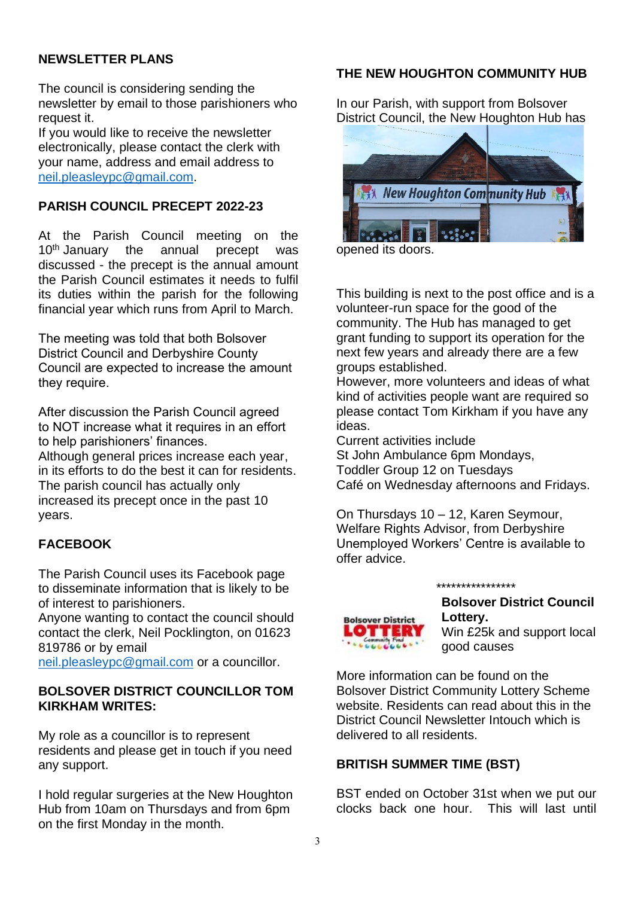## NEWSLETTER PLANS

The council is considering sending the newsletter by email to those parishioners who request it.
If you would like to receive the newsletter electronically, please contact the clerk with your name, address and email address to neil.pleasleypc@gmail.com.

## PARISH COUNCIL PRECEPT 2022-23

At the Parish Council meeting on the 10th January the annual precept was discussed - the precept is the annual amount the Parish Council estimates it needs to fulfil its duties within the parish for the following financial year which runs from April to March.

The meeting was told that both Bolsover District Council and Derbyshire County Council are expected to increase the amount they require.

After discussion the Parish Council agreed to NOT increase what it requires in an effort to help parishioners' finances.
Although general prices increase each year, in its efforts to do the best it can for residents. The parish council has actually only increased its precept once in the past 10 years.

## FACEBOOK

The Parish Council uses its Facebook page to disseminate information that is likely to be of interest to parishioners.
Anyone wanting to contact the council should contact the clerk, Neil Pocklington, on 01623 819786 or by email neil.pleasleypc@gmail.com or a councillor.

## BOLSOVER DISTRICT COUNCILLOR TOM KIRKHAM WRITES:

My role as a councillor is to represent residents and please get in touch if you need any support.

I hold regular surgeries at the New Houghton Hub from 10am on Thursdays and from 6pm on the first Monday in the month.

## THE NEW HOUGHTON COMMUNITY HUB

In our Parish, with support from Bolsover District Council, the New Houghton Hub has opened its doors.

This building is next to the post office and is a volunteer-run space for the good of the community. The Hub has managed to get grant funding to support its operation for the next few years and already there are a few groups established.
However, more volunteers and ideas of what kind of activities people want are required so please contact Tom Kirkham if you have any ideas.
Current activities include
St John Ambulance 6pm Mondays,
Toddler Group 12 on Tuesdays
Café on Wednesday afternoons and Fridays.

On Thursdays 10 – 12, Karen Seymour, Welfare Rights Advisor, from Derbyshire Unemployed Workers' Centre is available to offer advice.

****************

**Bolsover District Council Lottery.**
Win £25k and support local good causes

More information can be found on the Bolsover District Community Lottery Scheme website. Residents can read about this in the District Council Newsletter Intouch which is delivered to all residents.

## BRITISH SUMMER TIME (BST)

BST ended on October 31st when we put our clocks back one hour. This will last until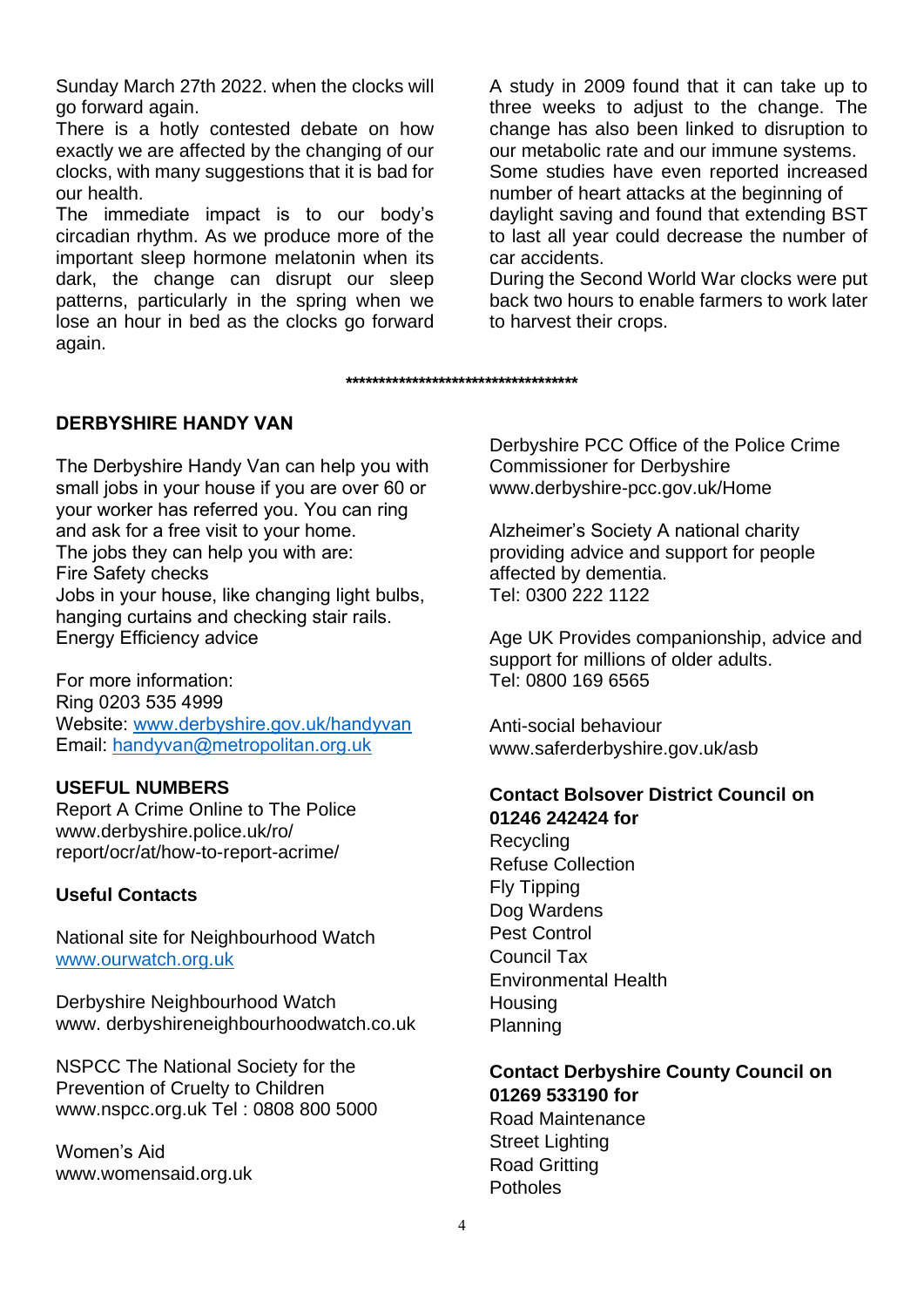Sunday March 27th 2022. when the clocks will go forward again.

There is a hotly contested debate on how exactly we are affected by the changing of our clocks, with many suggestions that it is bad for our health.

The immediate impact is to our body's circadian rhythm. As we produce more of the important sleep hormone melatonin when its dark, the change can disrupt our sleep patterns, particularly in the spring when we lose an hour in bed as the clocks go forward again.

A study in 2009 found that it can take up to three weeks to adjust to the change. The change has also been linked to disruption to our metabolic rate and our immune systems. Some studies have even reported increased number of heart attacks at the beginning of daylight saving and found that extending BST to last all year could decrease the number of car accidents.

During the Second World War clocks were put back two hours to enable farmers to work later to harvest their crops.

**************************************

**DERBYSHIRE HANDY VAN**

The Derbyshire Handy Van can help you with small jobs in your house if you are over 60 or your worker has referred you. You can ring and ask for a free visit to your home.

The jobs they can help you with are:
Fire Safety checks
Jobs in your house, like changing light bulbs, hanging curtains and checking stair rails.
Energy Efficiency advice

For more information:
Ring 0203 535 4999
Website: www.derbyshire.gov.uk/handyvan
Email: handyvan@metropolitan.org.uk

**USEFUL NUMBERS**

Report A Crime Online to The Police
www.derbyshire.police.uk/ro/
report/ocr/at/how-to-report-acrime/

**Useful Contacts**

National site for Neighbourhood Watch
www.ourwatch.org.uk

Derbyshire Neighbourhood Watch
www. derbyshireneighbourhoodwatch.co.uk

NSPCC The National Society for the Prevention of Cruelty to Children
www.nspcc.org.uk Tel : 0808 800 5000

Women's Aid
www.womensaid.org.uk

Derbyshire PCC Office of the Police Crime Commissioner for Derbyshire
www.derbyshire-pcc.gov.uk/Home

Alzheimer's Society A national charity providing advice and support for people affected by dementia.
Tel: 0300 222 1122

Age UK Provides companionship, advice and support for millions of older adults.
Tel: 0800 169 6565

Anti-social behaviour
www.saferderbyshire.gov.uk/asb

**Contact Bolsover District Council on 01246 242424 for**

Recycling
Refuse Collection
Fly Tipping
Dog Wardens
Pest Control
Council Tax
Environmental Health
Housing
Planning

**Contact Derbyshire County Council on 01269 533190 for**

Road Maintenance
Street Lighting
Road Gritting
Potholes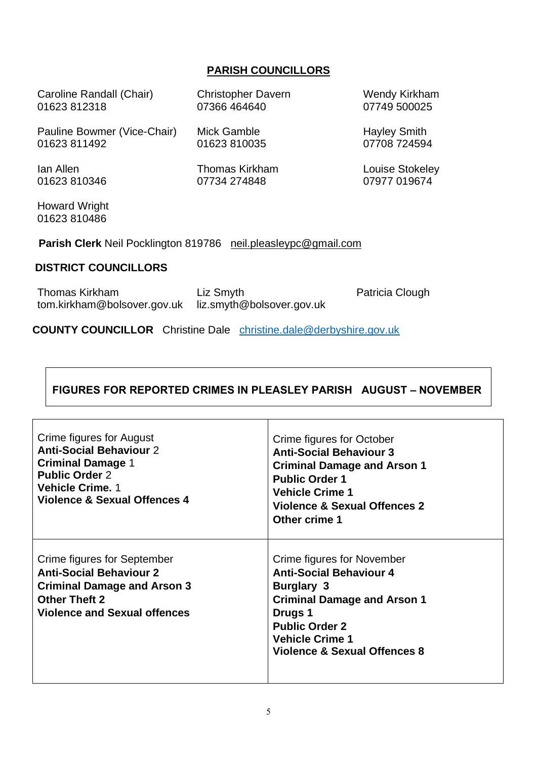## PARISH COUNCILLORS

Caroline Randall (Chair)
01623 812318

Pauline Bowmer (Vice-Chair)
01623 811492

Ian Allen
01623 810346

Howard Wright
01623 810486

Christopher Davern
07366 464640

Mick Gamble
01623 810035

Thomas Kirkham
07734 274848

Wendy Kirkham
07749 500025

Hayley Smith
07708 724594

Louise Stokeley
07977 019674

**Parish Clerk** Neil Pocklington 819786 neil.pleasleypc@gmail.com

### DISTRICT COUNCILLORS

Thomas Kirkham
tom.kirkham@bolsover.gov.uk

Liz Smyth
liz.smyth@bolsover.gov.uk

Patricia Clough

**COUNTY COUNCILLOR** Christine Dale christine.dale@derbyshire.gov.uk

### FIGURES FOR REPORTED CRIMES IN PLEASLEY PARISH AUGUST – NOVEMBER

| | |
|---|---|
| Crime figures for August<br>**Anti-Social Behaviour** 2<br>**Criminal Damage** 1<br>**Public Order** 2<br>**Vehicle Crime.** 1<br>**Violence & Sexual Offences 4** | Crime figures for October<br>**Anti-Social Behaviour 3**<br>**Criminal Damage and Arson 1**<br>**Public Order 1**<br>**Vehicle Crime 1**<br>**Violence & Sexual Offences 2**<br>**Other crime 1** |
| Crime figures for September<br>**Anti-Social Behaviour 2**<br>**Criminal Damage and Arson 3**<br>**Other Theft 2**<br>**Violence and Sexual offences** | Crime figures for November<br>**Anti-Social Behaviour 4**<br>**Burglary 3**<br>**Criminal Damage and Arson 1**<br>**Drugs 1**<br>**Public Order 2**<br>**Vehicle Crime 1**<br>**Violence & Sexual Offences 8** |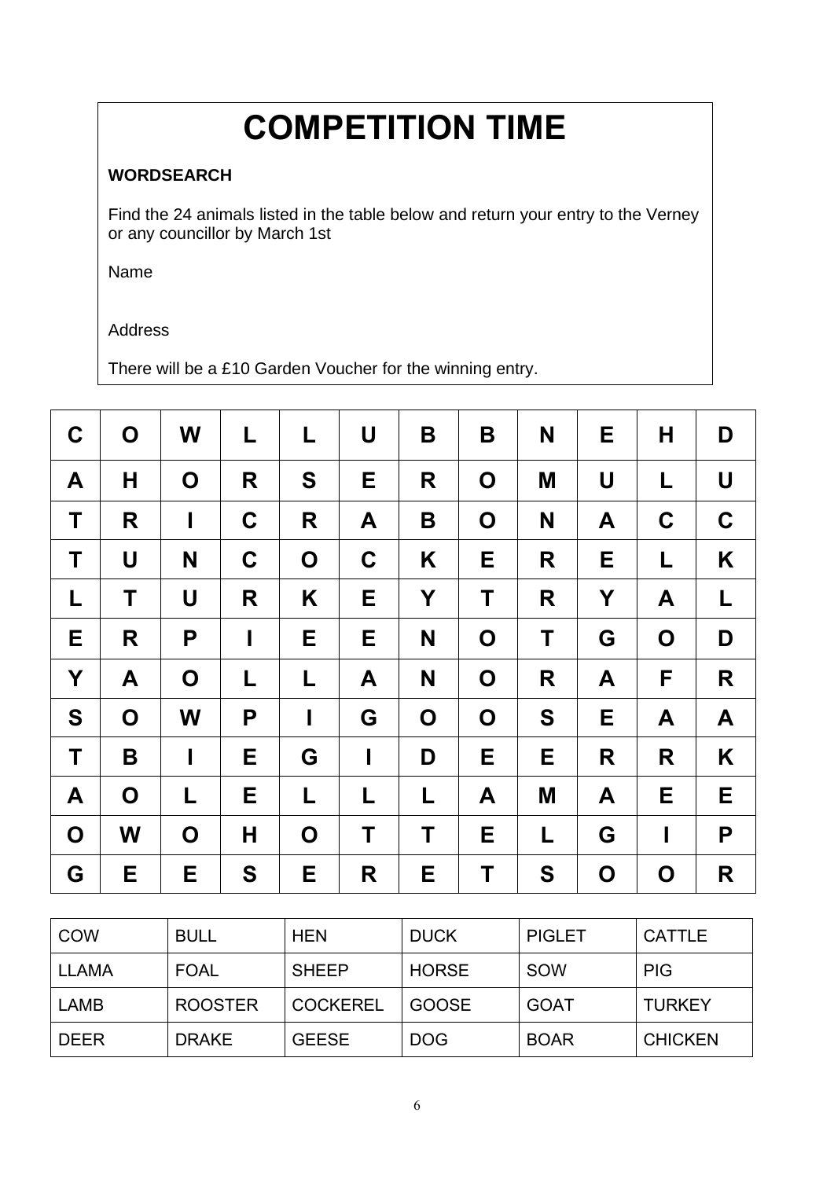# COMPETITION TIME

**WORDSEARCH**

Find the 24 animals listed in the table below and return your entry to the Verney or any councillor by March 1st

Name

Address

There will be a £10 Garden Voucher for the winning entry.

| | | | | | | | | | | | |
|---|---|---|---|---|---|---|---|---|---|---|---|
| **C** | **O** | **W** | **L** | **L** | **U** | **B** | **B** | **N** | **E** | **H** | **D** |
| **A** | **H** | **O** | **R** | **S** | **E** | **R** | **O** | **M** | **U** | **L** | **U** |
| **T** | **R** | **I** | **C** | **R** | **A** | **B** | **O** | **N** | **A** | **C** | **C** |
| **T** | **U** | **N** | **C** | **O** | **C** | **K** | **E** | **R** | **E** | **L** | **K** |
| **L** | **T** | **U** | **R** | **K** | **E** | **Y** | **T** | **R** | **Y** | **A** | **L** |
| **E** | **R** | **P** | **I** | **E** | **E** | **N** | **O** | **T** | **G** | **O** | **D** |
| **Y** | **A** | **O** | **L** | **L** | **A** | **N** | **O** | **R** | **A** | **F** | **R** |
| **S** | **O** | **W** | **P** | **I** | **G** | **O** | **O** | **S** | **E** | **A** | **A** |
| **T** | **B** | **I** | **E** | **G** | **I** | **D** | **E** | **E** | **R** | **R** | **K** |
| **A** | **O** | **L** | **E** | **L** | **L** | **L** | **A** | **M** | **A** | **E** | **E** |
| **O** | **W** | **O** | **H** | **O** | **T** | **T** | **E** | **L** | **G** | **I** | **P** |
| **G** | **E** | **E** | **S** | **E** | **R** | **E** | **T** | **S** | **O** | **O** | **R** |

| | | | | | |
|---|---|---|---|---|---|
| COW | BULL | HEN | DUCK | PIGLET | CATTLE |
| LLAMA | FOAL | SHEEP | HORSE | SOW | PIG |
| LAMB | ROOSTER | COCKEREL | GOOSE | GOAT | TURKEY |
| DEER | DRAKE | GEESE | DOG | BOAR | CHICKEN |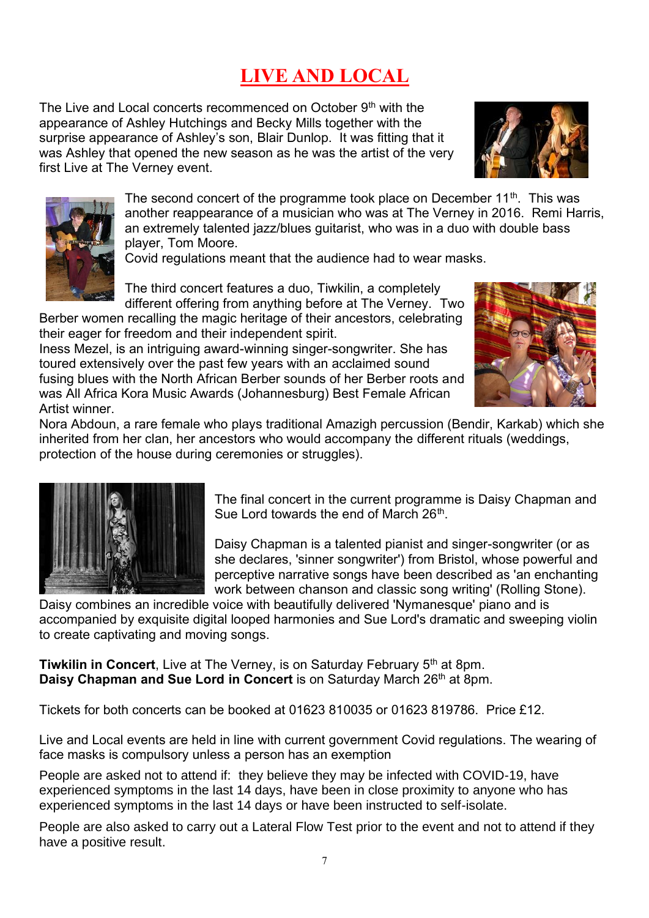# LIVE AND LOCAL

The Live and Local concerts recommenced on October 9th with the appearance of Ashley Hutchings and Becky Mills together with the surprise appearance of Ashley's son, Blair Dunlop. It was fitting that it was Ashley that opened the new season as he was the artist of the very first Live at The Verney event.

The second concert of the programme took place on December 11th. This was another reappearance of a musician who was at The Verney in 2016. Remi Harris, an extremely talented jazz/blues guitarist, who was in a duo with double bass player, Tom Moore.
Covid regulations meant that the audience had to wear masks.

The third concert features a duo, Tiwkilin, a completely different offering from anything before at The Verney. Two Berber women recalling the magic heritage of their ancestors, celebrating their eager for freedom and their independent spirit.
Iness Mezel, is an intriguing award-winning singer-songwriter. She has toured extensively over the past few years with an acclaimed sound fusing blues with the North African Berber sounds of her Berber roots and was All Africa Kora Music Awards (Johannesburg) Best Female African Artist winner.
Nora Abdoun, a rare female who plays traditional Amazigh percussion (Bendir, Karkab) which she inherited from her clan, her ancestors who would accompany the different rituals (weddings, protection of the house during ceremonies or struggles).

The final concert in the current programme is Daisy Chapman and Sue Lord towards the end of March 26th.

Daisy Chapman is a talented pianist and singer-songwriter (or as she declares, 'sinner songwriter') from Bristol, whose powerful and perceptive narrative songs have been described as 'an enchanting work between chanson and classic song writing' (Rolling Stone). Daisy combines an incredible voice with beautifully delivered 'Nymanesque' piano and is accompanied by exquisite digital looped harmonies and Sue Lord's dramatic and sweeping violin to create captivating and moving songs.

**Tiwkilin in Concert**, Live at The Verney, is on Saturday February 5th at 8pm.
**Daisy Chapman and Sue Lord in Concert** is on Saturday March 26th at 8pm.

Tickets for both concerts can be booked at 01623 810035 or 01623 819786. Price £12.

Live and Local events are held in line with current government Covid regulations. The wearing of face masks is compulsory unless a person has an exemption

People are asked not to attend if: they believe they may be infected with COVID-19, have experienced symptoms in the last 14 days, have been in close proximity to anyone who has experienced symptoms in the last 14 days or have been instructed to self-isolate.

People are also asked to carry out a Lateral Flow Test prior to the event and not to attend if they have a positive result.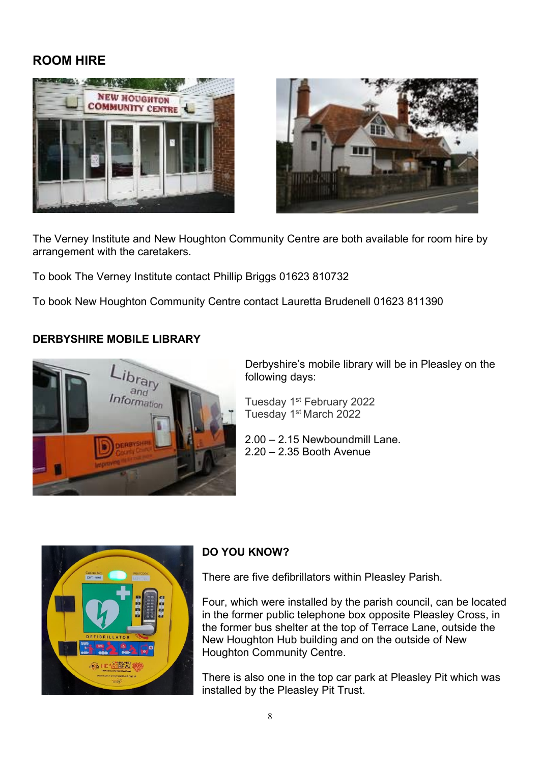## ROOM HIRE

The Verney Institute and New Houghton Community Centre are both available for room hire by arrangement with the caretakers.

To book The Verney Institute contact Phillip Briggs 01623 810732

To book New Houghton Community Centre contact Lauretta Brudenell 01623 811390

### DERBYSHIRE MOBILE LIBRARY

Derbyshire's mobile library will be in Pleasley on the following days:

Tuesday 1st February 2022
Tuesday 1st March 2022

2.00 – 2.15 Newboundmill Lane.
2.20 – 2.35 Booth Avenue

### DO YOU KNOW?

There are five defibrillators within Pleasley Parish.

Four, which were installed by the parish council, can be located in the former public telephone box opposite Pleasley Cross, in the former bus shelter at the top of Terrace Lane, outside the New Houghton Hub building and on the outside of New Houghton Community Centre.

There is also one in the top car park at Pleasley Pit which was installed by the Pleasley Pit Trust.